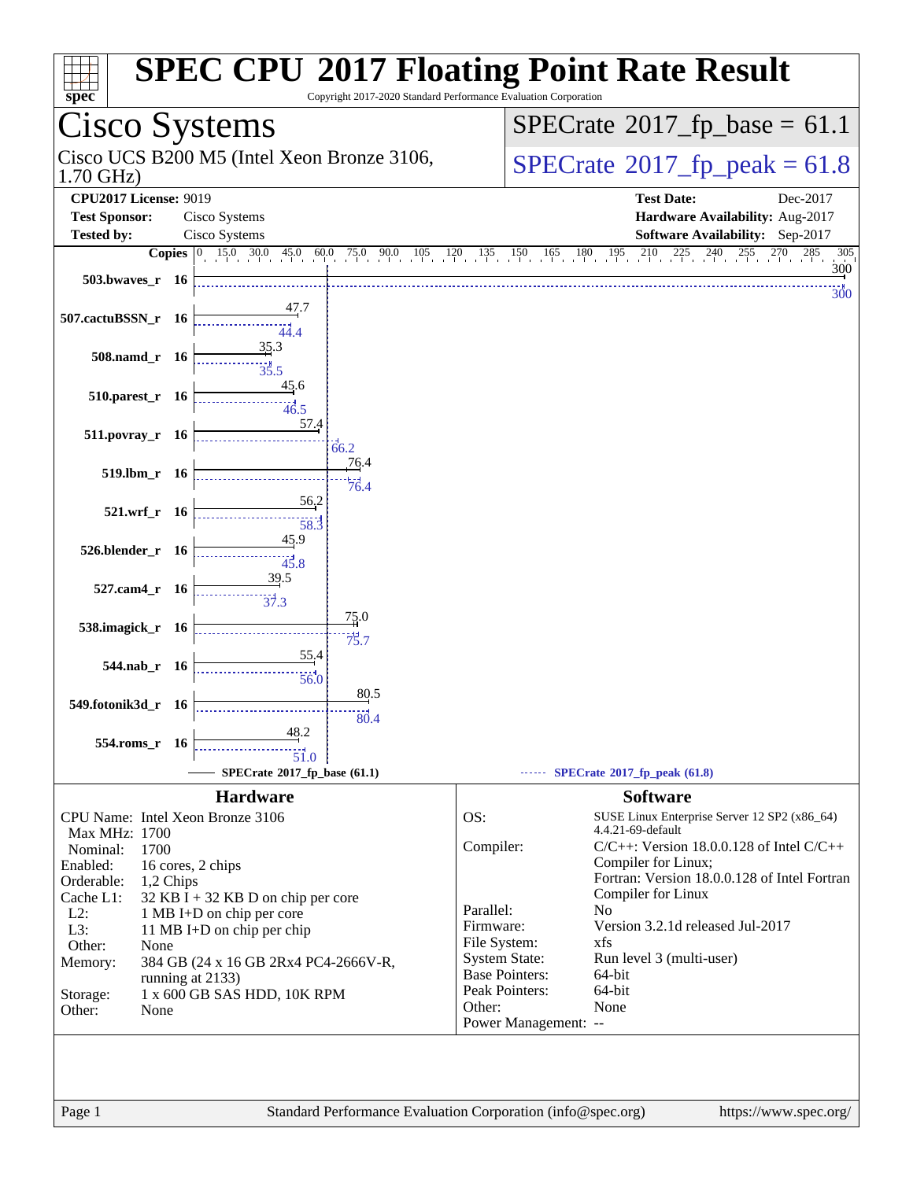# SPEC CPU 2017 Floating Point Rate Result

Copyright 2017-2020 Standard Performance Evaluation Corporation

## Cisco Systems

Cisco UCS B200 M5 (Intel Xeon Bronze 3106, 1.70 GHz)

**SPECrate 2017_fp_base = 61.1**

**SPECrate 2017_fp_peak = 61.8**

| | | | |
|---|---|---|---|
| **CPU2017 License:** | 9019 | **Test Date:** | Dec-2017 |
| **Test Sponsor:** | Cisco Systems | **Hardware Availability:** | Aug-2017 |
| **Tested by:** | Cisco Systems | **Software Availability:** | Sep-2017 |

Copies 0 15.0 30.0 45.0 60.0 75.0 90.0 105 120 135 150 165 180 195 210 225 240 255 270 285 305

503.bwaves_r 16 300 300

507.cactuBSSN_r 16 47.7 44.4

508.namd_r 16 35.3 35.5

510.parest_r 16 45.6 46.5

511.povray_r 16 57.4 66.2

519.lbm_r 16 76.4 76.4

521.wrf_r 16 56.2 58.3

526.blender_r 16 45.9 45.8

527.cam4_r 16 39.5 37.3

538.imagick_r 16 75.0 75.7

544.nab_r 16 55.4 56.0

549.fotonik3d_r 16 80.5 80.4

554.roms_r 16 48.2 51.0

SPECrate 2017_fp_base (61.1)

SPECrate 2017_fp_peak (61.8)

### Hardware

| | |
|---|---|
| CPU Name: | Intel Xeon Bronze 3106 |
| Max MHz: | 1700 |
| Nominal: | 1700 |
| Enabled: | 16 cores, 2 chips |
| Orderable: | 1,2 Chips |
| Cache L1: | 32 KB I + 32 KB D on chip per core |
| L2: | 1 MB I+D on chip per core |
| L3: | 11 MB I+D on chip per chip |
| Other: | None |
| Memory: | 384 GB (24 x 16 GB 2Rx4 PC4-2666V-R, running at 2133) |
| Storage: | 1 x 600 GB SAS HDD, 10K RPM |
| Other: | None |

### Software

| | |
|---|---|
| OS: | SUSE Linux Enterprise Server 12 SP2 (x86_64) 4.4.21-69-default |
| Compiler: | C/C++: Version 18.0.0.128 of Intel C/C++ Compiler for Linux; Fortran: Version 18.0.0.128 of Intel Fortran Compiler for Linux |
| Parallel: | No |
| Firmware: | Version 3.2.1d released Jul-2017 |
| File System: | xfs |
| System State: | Run level 3 (multi-user) |
| Base Pointers: | 64-bit |
| Peak Pointers: | 64-bit |
| Other: | None |
| Power Management: | -- |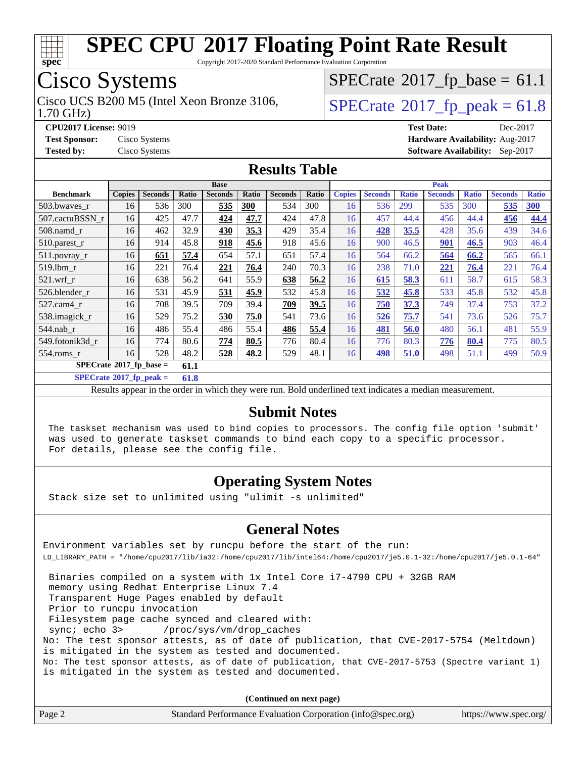# SPEC CPU 2017 Floating Point Rate Result

Copyright 2017-2020 Standard Performance Evaluation Corporation

## Cisco Systems

Cisco UCS B200 M5 (Intel Xeon Bronze 3106, 1.70 GHz)

SPECrate 2017_fp_base = 61.1

SPECrate 2017_fp_peak = 61.8

**CPU2017 License:** 9019
**Test Sponsor:** Cisco Systems
**Tested by:** Cisco Systems

**Test Date:** Dec-2017
**Hardware Availability:** Aug-2017
**Software Availability:** Sep-2017

## Results Table

| | Base | | | | | | | Peak | | | | | | |
|---|---|---|---|---|---|---|---|---|---|---|---|---|---|---|
| **Benchmark** | **Copies** | **Seconds** | **Ratio** | **Seconds** | **Ratio** | **Seconds** | **Ratio** | **Copies** | **Seconds** | **Ratio** | **Seconds** | **Ratio** | **Seconds** | **Ratio** |
| 503.bwaves_r | 16 | 536 | 300 | **535** | **300** | 534 | 300 | 16 | 536 | 299 | 535 | 300 | **535** | **300** |
| 507.cactuBSSN_r | 16 | 425 | 47.7 | **424** | **47.7** | 424 | 47.8 | 16 | 457 | 44.4 | 456 | 44.4 | **456** | **44.4** |
| 508.namd_r | 16 | 462 | 32.9 | **430** | **35.3** | 429 | 35.4 | 16 | **428** | **35.5** | 428 | 35.6 | 439 | 34.6 |
| 510.parest_r | 16 | 914 | 45.8 | **918** | **45.6** | 918 | 45.6 | 16 | 900 | 46.5 | **901** | **46.5** | 903 | 46.4 |
| 511.povray_r | 16 | **651** | **57.4** | 654 | 57.1 | 651 | 57.4 | 16 | 564 | 66.2 | **564** | **66.2** | 565 | 66.1 |
| 519.lbm_r | 16 | 221 | 76.4 | **221** | **76.4** | 240 | 70.3 | 16 | 238 | 71.0 | **221** | **76.4** | 221 | 76.4 |
| 521.wrf_r | 16 | 638 | 56.2 | 641 | 55.9 | **638** | **56.2** | 16 | **615** | **58.3** | 611 | 58.7 | 615 | 58.3 |
| 526.blender_r | 16 | 531 | 45.9 | **531** | **45.9** | 532 | 45.8 | 16 | **532** | **45.8** | 533 | 45.8 | 532 | 45.8 |
| 527.cam4_r | 16 | 708 | 39.5 | 709 | 39.4 | **709** | **39.5** | 16 | **750** | **37.3** | 749 | 37.4 | 753 | 37.2 |
| 538.imagick_r | 16 | 529 | 75.2 | **530** | **75.0** | 541 | 73.6 | 16 | **526** | **75.7** | 541 | 73.6 | 526 | 75.7 |
| 544.nab_r | 16 | 486 | 55.4 | 486 | 55.4 | **486** | **55.4** | 16 | **481** | **56.0** | 480 | 56.1 | 481 | 55.9 |
| 549.fotonik3d_r | 16 | 774 | 80.6 | **774** | **80.5** | 776 | 80.4 | 16 | 776 | 80.3 | **776** | **80.4** | 775 | 80.5 |
| 554.roms_r | 16 | 528 | 48.2 | **528** | **48.2** | 529 | 48.1 | 16 | **498** | **51.0** | 498 | 51.1 | 499 | 50.9 |

**SPECrate 2017_fp_base = 61.1**

**SPECrate 2017_fp_peak = 61.8**

Results appear in the order in which they were run. Bold underlined text indicates a median measurement.

## Submit Notes

```
The taskset mechanism was used to bind copies to processors. The config file option 'submit'
was used to generate taskset commands to bind each copy to a specific processor.
For details, please see the config file.
```

## Operating System Notes

```
Stack size set to unlimited using "ulimit -s unlimited"
```

## General Notes

```
Environment variables set by runcpu before the start of the run:
LD_LIBRARY_PATH = "/home/cpu2017/lib/ia32:/home/cpu2017/lib/intel64:/home/cpu2017/je5.0.1-32:/home/cpu2017/je5.0.1-64"

 Binaries compiled on a system with 1x Intel Core i7-4790 CPU + 32GB RAM
 memory using Redhat Enterprise Linux 7.4
 Transparent Huge Pages enabled by default
 Prior to runcpu invocation
 Filesystem page cache synced and cleared with:
 sync; echo 3>       /proc/sys/vm/drop_caches
No: The test sponsor attests, as of date of publication, that CVE-2017-5754 (Meltdown)
is mitigated in the system as tested and documented.
No: The test sponsor attests, as of date of publication, that CVE-2017-5753 (Spectre variant 1)
is mitigated in the system as tested and documented.
```

**(Continued on next page)**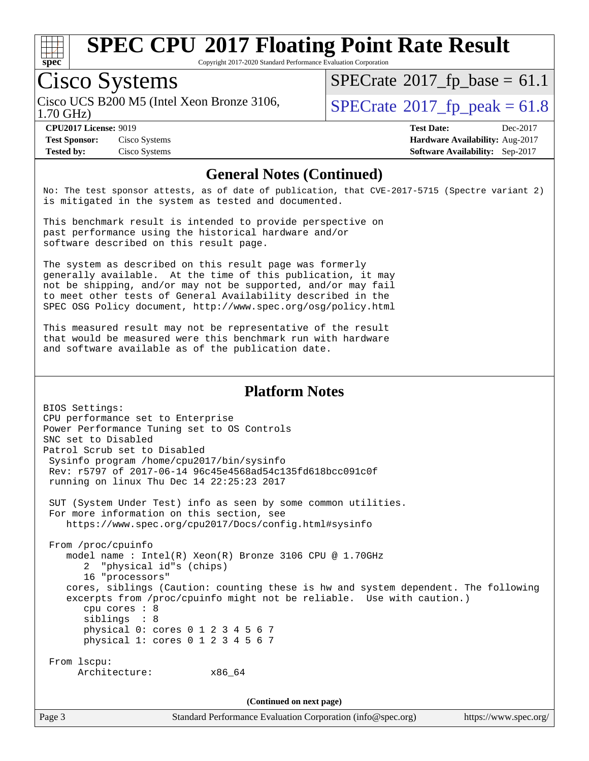# SPEC CPU 2017 Floating Point Rate Result

Copyright 2017-2020 Standard Performance Evaluation Corporation

## Cisco Systems

Cisco UCS B200 M5 (Intel Xeon Bronze 3106, 1.70 GHz)

SPECrate 2017_fp_base = 61.1

SPECrate 2017_fp_peak = 61.8

**CPU2017 License:** 9019
**Test Sponsor:** Cisco Systems
**Tested by:** Cisco Systems

**Test Date:** Dec-2017
**Hardware Availability:** Aug-2017
**Software Availability:** Sep-2017

### General Notes (Continued)

```
No: The test sponsor attests, as of date of publication, that CVE-2017-5715 (Spectre variant 2)
is mitigated in the system as tested and documented.

This benchmark result is intended to provide perspective on
past performance using the historical hardware and/or
software described on this result page.

The system as described on this result page was formerly
generally available.  At the time of this publication, it may
not be shipping, and/or may not be supported, and/or may fail
to meet other tests of General Availability described in the
SPEC OSG Policy document, http://www.spec.org/osg/policy.html

This measured result may not be representative of the result
that would be measured were this benchmark run with hardware
and software available as of the publication date.
```

### Platform Notes

```
BIOS Settings:
CPU performance set to Enterprise
Power Performance Tuning set to OS Controls
SNC set to Disabled
Patrol Scrub set to Disabled
 Sysinfo program /home/cpu2017/bin/sysinfo
 Rev: r5797 of 2017-06-14 96c45e4568ad54c135fd618bcc091c0f
 running on linux Thu Dec 14 22:25:23 2017

 SUT (System Under Test) info as seen by some common utilities.
 For more information on this section, see
    https://www.spec.org/cpu2017/Docs/config.html#sysinfo

 From /proc/cpuinfo
    model name : Intel(R) Xeon(R) Bronze 3106 CPU @ 1.70GHz
       2  "physical id"s (chips)
       16 "processors"
    cores, siblings (Caution: counting these is hw and system dependent. The following
    excerpts from /proc/cpuinfo might not be reliable.  Use with caution.)
       cpu cores : 8
       siblings  : 8
       physical 0: cores 0 1 2 3 4 5 6 7
       physical 1: cores 0 1 2 3 4 5 6 7

 From lscpu:
      Architecture:          x86_64
```

(Continued on next page)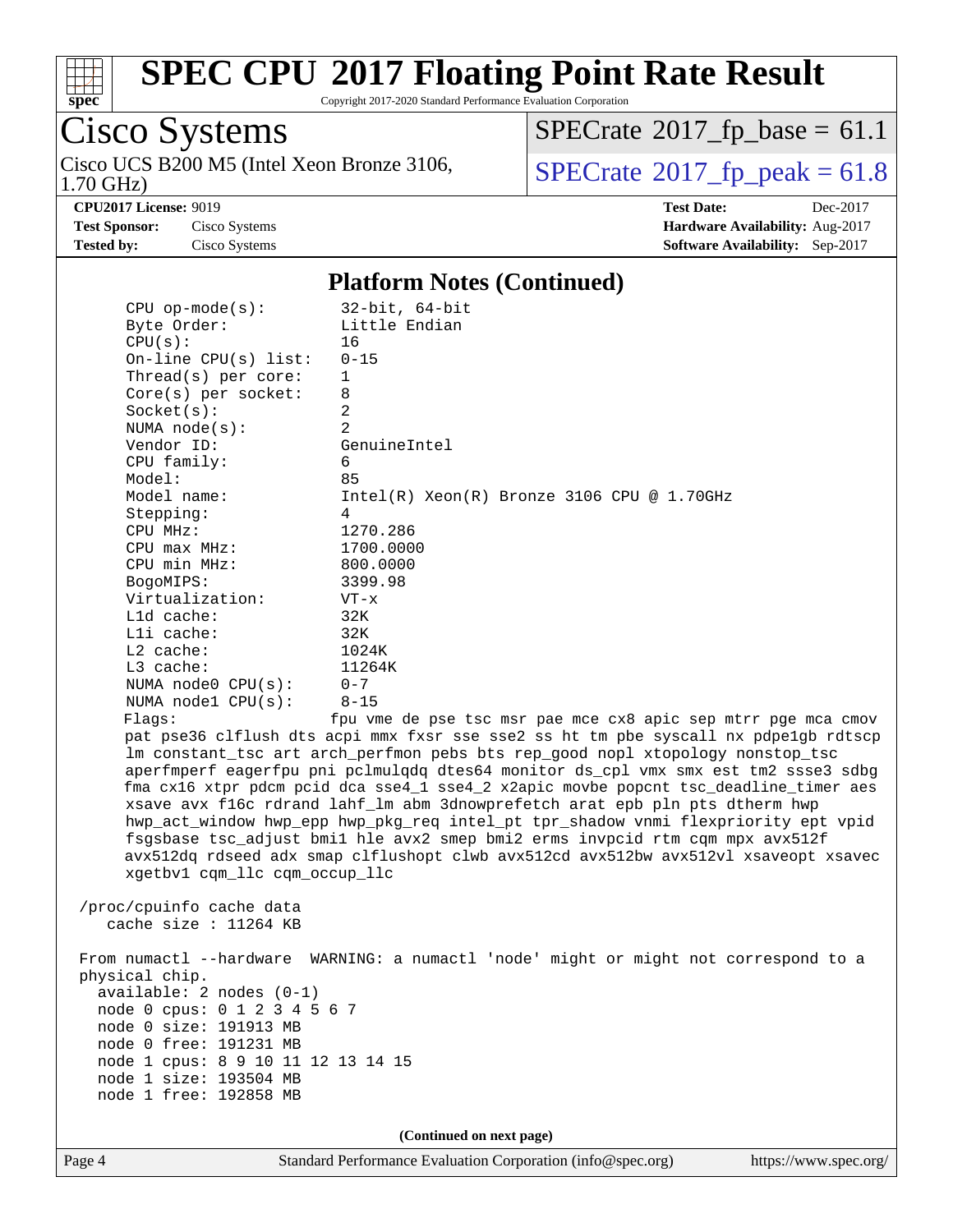# SPEC CPU 2017 Floating Point Rate Result

Copyright 2017-2020 Standard Performance Evaluation Corporation

## Cisco Systems

Cisco UCS B200 M5 (Intel Xeon Bronze 3106, 1.70 GHz)

SPECrate 2017_fp_base = 61.1

SPECrate 2017_fp_peak = 61.8

**CPU2017 License:** 9019
**Test Sponsor:** Cisco Systems
**Tested by:** Cisco Systems

**Test Date:** Dec-2017
**Hardware Availability:** Aug-2017
**Software Availability:** Sep-2017

### Platform Notes (Continued)

```
     CPU op-mode(s):        32-bit, 64-bit
     Byte Order:            Little Endian
     CPU(s):                16
     On-line CPU(s) list:   0-15
     Thread(s) per core:    1
     Core(s) per socket:    8
     Socket(s):             2
     NUMA node(s):          2
     Vendor ID:             GenuineIntel
     CPU family:            6
     Model:                 85
     Model name:            Intel(R) Xeon(R) Bronze 3106 CPU @ 1.70GHz
     Stepping:              4
     CPU MHz:               1270.286
     CPU max MHz:           1700.0000
     CPU min MHz:           800.0000
     BogoMIPS:              3399.98
     Virtualization:        VT-x
     L1d cache:             32K
     L1i cache:             32K
     L2 cache:              1024K
     L3 cache:              11264K
     NUMA node0 CPU(s):     0-7
     NUMA node1 CPU(s):     8-15
     Flags:                 fpu vme de pse tsc msr pae mce cx8 apic sep mtrr pge mca cmov
     pat pse36 clflush dts acpi mmx fxsr sse sse2 ss ht tm pbe syscall nx pdpe1gb rdtscp
     lm constant_tsc art arch_perfmon pebs bts rep_good nopl xtopology nonstop_tsc
     aperfmperf eagerfpu pni pclmulqdq dtes64 monitor ds_cpl vmx smx est tm2 ssse3 sdbg
     fma cx16 xtpr pdcm pcid dca sse4_1 sse4_2 x2apic movbe popcnt tsc_deadline_timer aes
     xsave avx f16c rdrand lahf_lm abm 3dnowprefetch arat epb pln pts dtherm hwp
     hwp_act_window hwp_epp hwp_pkg_req intel_pt tpr_shadow vnmi flexpriority ept vpid
     fsgsbase tsc_adjust bmi1 hle avx2 smep bmi2 erms invpcid rtm cqm mpx avx512f
     avx512dq rdseed adx smap clflushopt clwb avx512cd avx512bw avx512vl xsaveopt xsavec
     xgetbv1 cqm_llc cqm_occup_llc

 /proc/cpuinfo cache data
    cache size : 11264 KB

 From numactl --hardware  WARNING: a numactl 'node' might or might not correspond to a
 physical chip.
   available: 2 nodes (0-1)
   node 0 cpus: 0 1 2 3 4 5 6 7
   node 0 size: 191913 MB
   node 0 free: 191231 MB
   node 1 cpus: 8 9 10 11 12 13 14 15
   node 1 size: 193504 MB
   node 1 free: 192858 MB
```

**(Continued on next page)**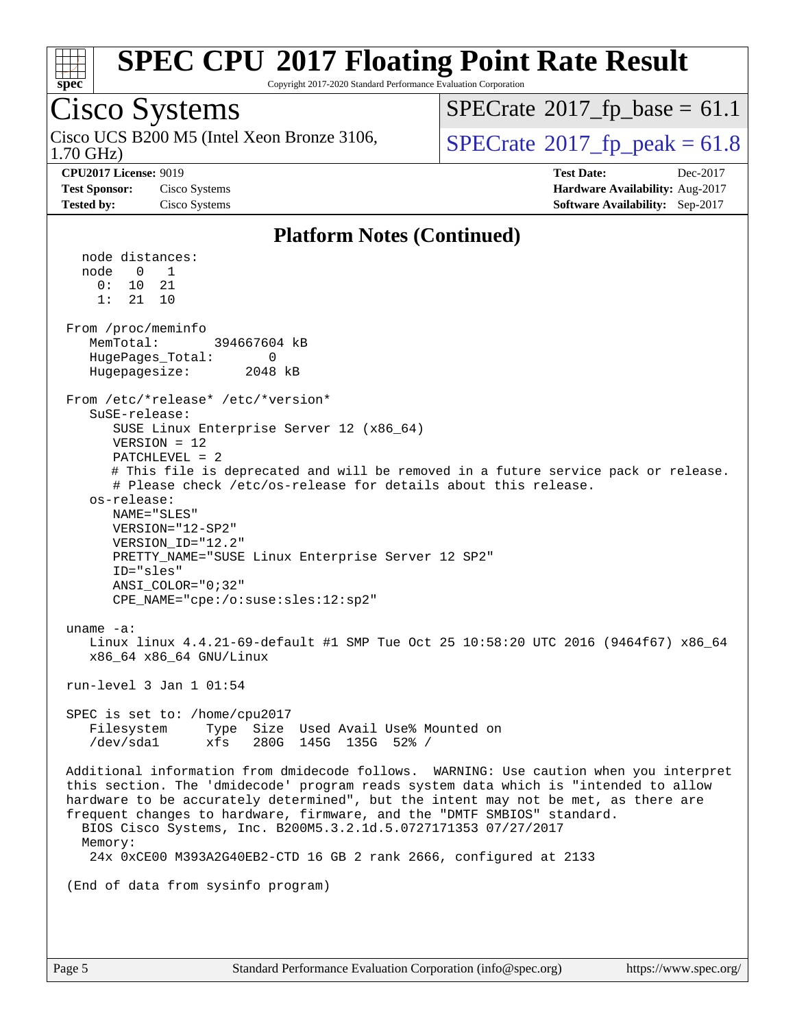## Platform Notes (Continued)

```
  node distances:
  node   0   1
    0:  10  21
    1:  21  10

From /proc/meminfo
   MemTotal:       394667604 kB
   HugePages_Total:       0
   Hugepagesize:       2048 kB

From /etc/*release* /etc/*version*
   SuSE-release:
      SUSE Linux Enterprise Server 12 (x86_64)
      VERSION = 12
      PATCHLEVEL = 2
      # This file is deprecated and will be removed in a future service pack or release.
      # Please check /etc/os-release for details about this release.
   os-release:
      NAME="SLES"
      VERSION="12-SP2"
      VERSION_ID="12.2"
      PRETTY_NAME="SUSE Linux Enterprise Server 12 SP2"
      ID="sles"
      ANSI_COLOR="0;32"
      CPE_NAME="cpe:/o:suse:sles:12:sp2"

uname -a:
   Linux linux 4.4.21-69-default #1 SMP Tue Oct 25 10:58:20 UTC 2016 (9464f67) x86_64
   x86_64 x86_64 GNU/Linux

run-level 3 Jan 1 01:54

SPEC is set to: /home/cpu2017
   Filesystem     Type  Size  Used Avail Use% Mounted on
   /dev/sda1      xfs   280G  145G  135G  52% /

Additional information from dmidecode follows.  WARNING: Use caution when you interpret
this section. The 'dmidecode' program reads system data which is "intended to allow
hardware to be accurately determined", but the intent may not be met, as there are
frequent changes to hardware, firmware, and the "DMTF SMBIOS" standard.
  BIOS Cisco Systems, Inc. B200M5.3.2.1d.5.0727171353 07/27/2017
  Memory:
   24x 0xCE00 M393A2G40EB2-CTD 16 GB 2 rank 2666, configured at 2133

(End of data from sysinfo program)
```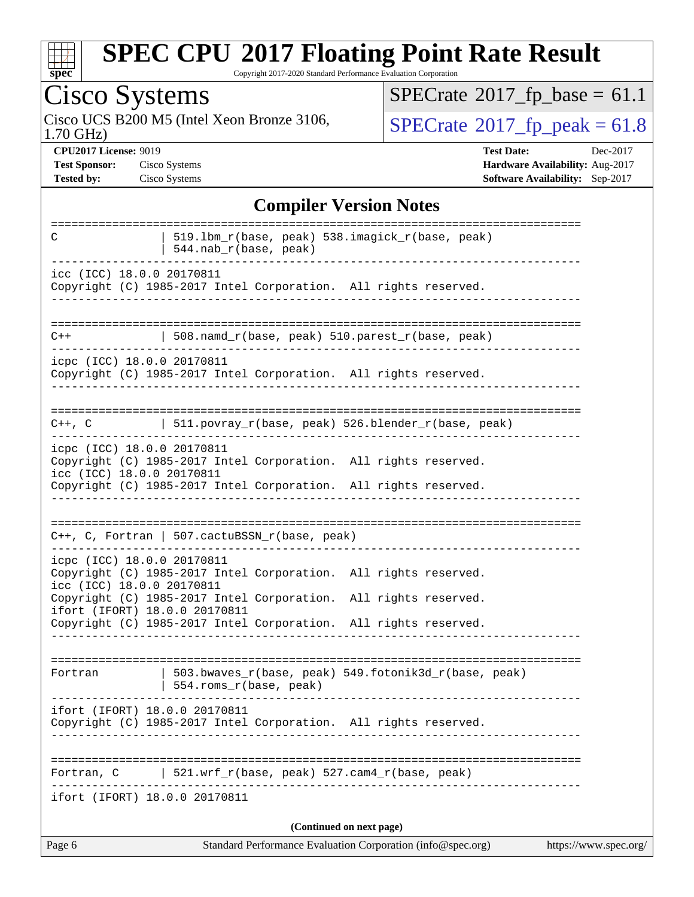## Compiler Version Notes

```
==============================================================================
C              | 519.lbm_r(base, peak) 538.imagick_r(base, peak)
               | 544.nab_r(base, peak)
------------------------------------------------------------------------------
icc (ICC) 18.0.0 20170811
Copyright (C) 1985-2017 Intel Corporation.  All rights reserved.
------------------------------------------------------------------------------

==============================================================================
C++            | 508.namd_r(base, peak) 510.parest_r(base, peak)
------------------------------------------------------------------------------
icpc (ICC) 18.0.0 20170811
Copyright (C) 1985-2017 Intel Corporation.  All rights reserved.
------------------------------------------------------------------------------

==============================================================================
C++, C         | 511.povray_r(base, peak) 526.blender_r(base, peak)
------------------------------------------------------------------------------
icpc (ICC) 18.0.0 20170811
Copyright (C) 1985-2017 Intel Corporation.  All rights reserved.
icc (ICC) 18.0.0 20170811
Copyright (C) 1985-2017 Intel Corporation.  All rights reserved.
------------------------------------------------------------------------------

==============================================================================
C++, C, Fortran | 507.cactuBSSN_r(base, peak)
------------------------------------------------------------------------------
icpc (ICC) 18.0.0 20170811
Copyright (C) 1985-2017 Intel Corporation.  All rights reserved.
icc (ICC) 18.0.0 20170811
Copyright (C) 1985-2017 Intel Corporation.  All rights reserved.
ifort (IFORT) 18.0.0 20170811
Copyright (C) 1985-2017 Intel Corporation.  All rights reserved.
------------------------------------------------------------------------------

==============================================================================
Fortran        | 503.bwaves_r(base, peak) 549.fotonik3d_r(base, peak)
               | 554.roms_r(base, peak)
------------------------------------------------------------------------------
ifort (IFORT) 18.0.0 20170811
Copyright (C) 1985-2017 Intel Corporation.  All rights reserved.
------------------------------------------------------------------------------

==============================================================================
Fortran, C     | 521.wrf_r(base, peak) 527.cam4_r(base, peak)
------------------------------------------------------------------------------
ifort (IFORT) 18.0.0 20170811
```

**(Continued on next page)**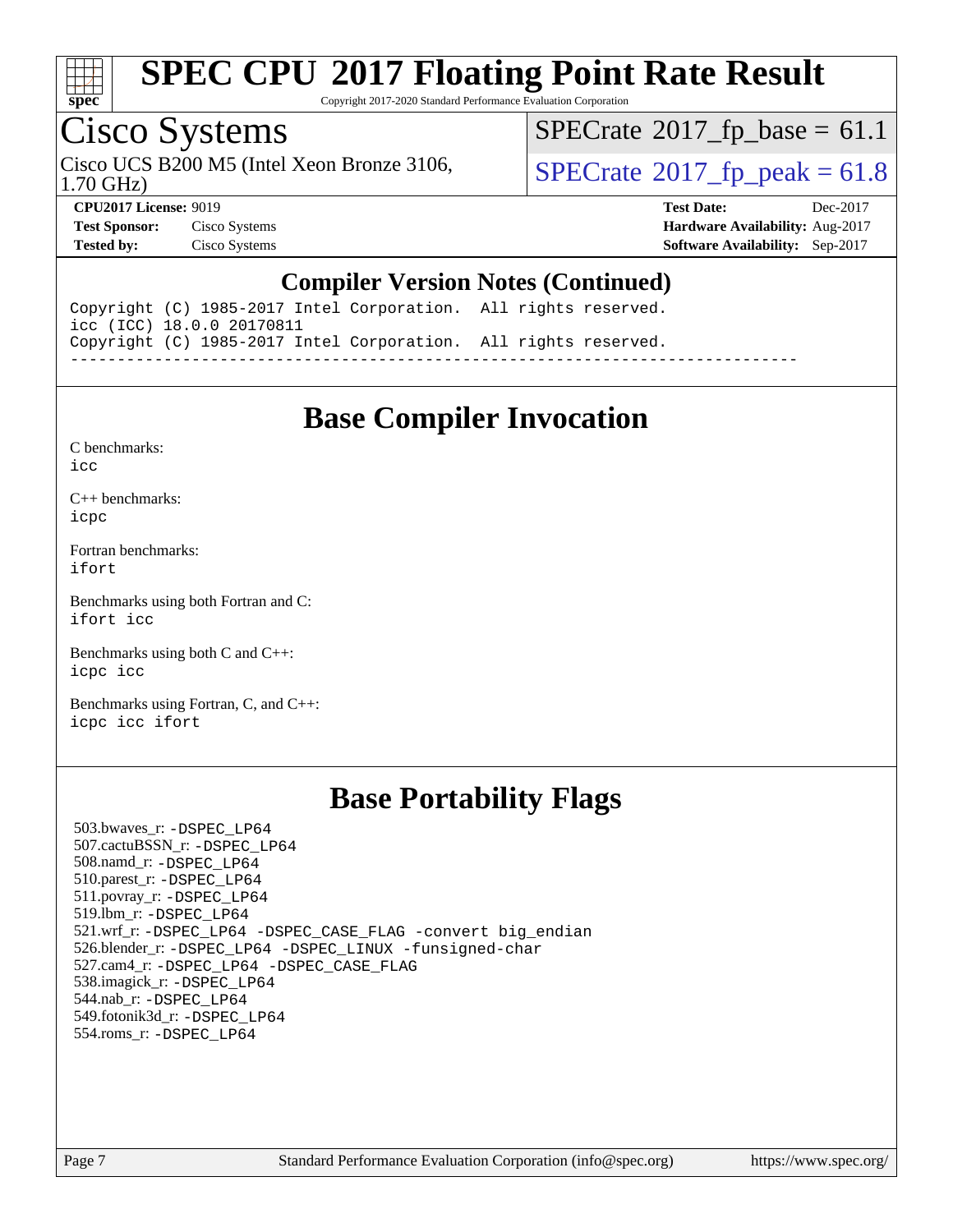# SPEC CPU 2017 Floating Point Rate Result

Copyright 2017-2020 Standard Performance Evaluation Corporation

## Cisco Systems

Cisco UCS B200 M5 (Intel Xeon Bronze 3106, 1.70 GHz)

SPECrate 2017_fp_base = 61.1

SPECrate 2017_fp_peak = 61.8

**CPU2017 License:** 9019
**Test Sponsor:** Cisco Systems
**Tested by:** Cisco Systems

**Test Date:** Dec-2017
**Hardware Availability:** Aug-2017
**Software Availability:** Sep-2017

## Compiler Version Notes (Continued)

```
Copyright (C) 1985-2017 Intel Corporation.  All rights reserved.
icc (ICC) 18.0.0 20170811
Copyright (C) 1985-2017 Intel Corporation.  All rights reserved.
------------------------------------------------------------------------------
```

## Base Compiler Invocation

C benchmarks:
icc

C++ benchmarks:
icpc

Fortran benchmarks:
ifort

Benchmarks using both Fortran and C:
ifort icc

Benchmarks using both C and C++:
icpc icc

Benchmarks using Fortran, C, and C++:
icpc icc ifort

## Base Portability Flags

503.bwaves_r: -DSPEC_LP64
507.cactuBSSN_r: -DSPEC_LP64
508.namd_r: -DSPEC_LP64
510.parest_r: -DSPEC_LP64
511.povray_r: -DSPEC_LP64
519.lbm_r: -DSPEC_LP64
521.wrf_r: -DSPEC_LP64 -DSPEC_CASE_FLAG -convert big_endian
526.blender_r: -DSPEC_LP64 -DSPEC_LINUX -funsigned-char
527.cam4_r: -DSPEC_LP64 -DSPEC_CASE_FLAG
538.imagick_r: -DSPEC_LP64
544.nab_r: -DSPEC_LP64
549.fotonik3d_r: -DSPEC_LP64
554.roms_r: -DSPEC_LP64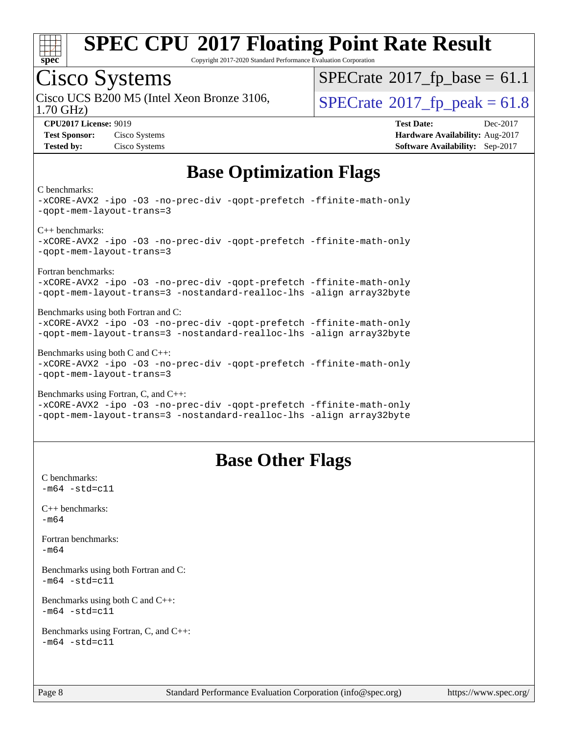# SPEC CPU 2017 Floating Point Rate Result

Copyright 2017-2020 Standard Performance Evaluation Corporation

## Cisco Systems

Cisco UCS B200 M5 (Intel Xeon Bronze 3106, 1.70 GHz)

SPECrate 2017_fp_base = 61.1

SPECrate 2017_fp_peak = 61.8

**CPU2017 License:** 9019
**Test Sponsor:** Cisco Systems
**Tested by:** Cisco Systems

**Test Date:** Dec-2017
**Hardware Availability:** Aug-2017
**Software Availability:** Sep-2017

## Base Optimization Flags

C benchmarks:
```
-xCORE-AVX2 -ipo -O3 -no-prec-div -qopt-prefetch -ffinite-math-only
-qopt-mem-layout-trans=3
```

C++ benchmarks:
```
-xCORE-AVX2 -ipo -O3 -no-prec-div -qopt-prefetch -ffinite-math-only
-qopt-mem-layout-trans=3
```

Fortran benchmarks:
```
-xCORE-AVX2 -ipo -O3 -no-prec-div -qopt-prefetch -ffinite-math-only
-qopt-mem-layout-trans=3 -nostandard-realloc-lhs -align array32byte
```

Benchmarks using both Fortran and C:
```
-xCORE-AVX2 -ipo -O3 -no-prec-div -qopt-prefetch -ffinite-math-only
-qopt-mem-layout-trans=3 -nostandard-realloc-lhs -align array32byte
```

Benchmarks using both C and C++:
```
-xCORE-AVX2 -ipo -O3 -no-prec-div -qopt-prefetch -ffinite-math-only
-qopt-mem-layout-trans=3
```

Benchmarks using Fortran, C, and C++:
```
-xCORE-AVX2 -ipo -O3 -no-prec-div -qopt-prefetch -ffinite-math-only
-qopt-mem-layout-trans=3 -nostandard-realloc-lhs -align array32byte
```

## Base Other Flags

C benchmarks:
```
-m64 -std=c11
```

C++ benchmarks:
```
-m64
```

Fortran benchmarks:
```
-m64
```

Benchmarks using both Fortran and C:
```
-m64 -std=c11
```

Benchmarks using both C and C++:
```
-m64 -std=c11
```

Benchmarks using Fortran, C, and C++:
```
-m64 -std=c11
```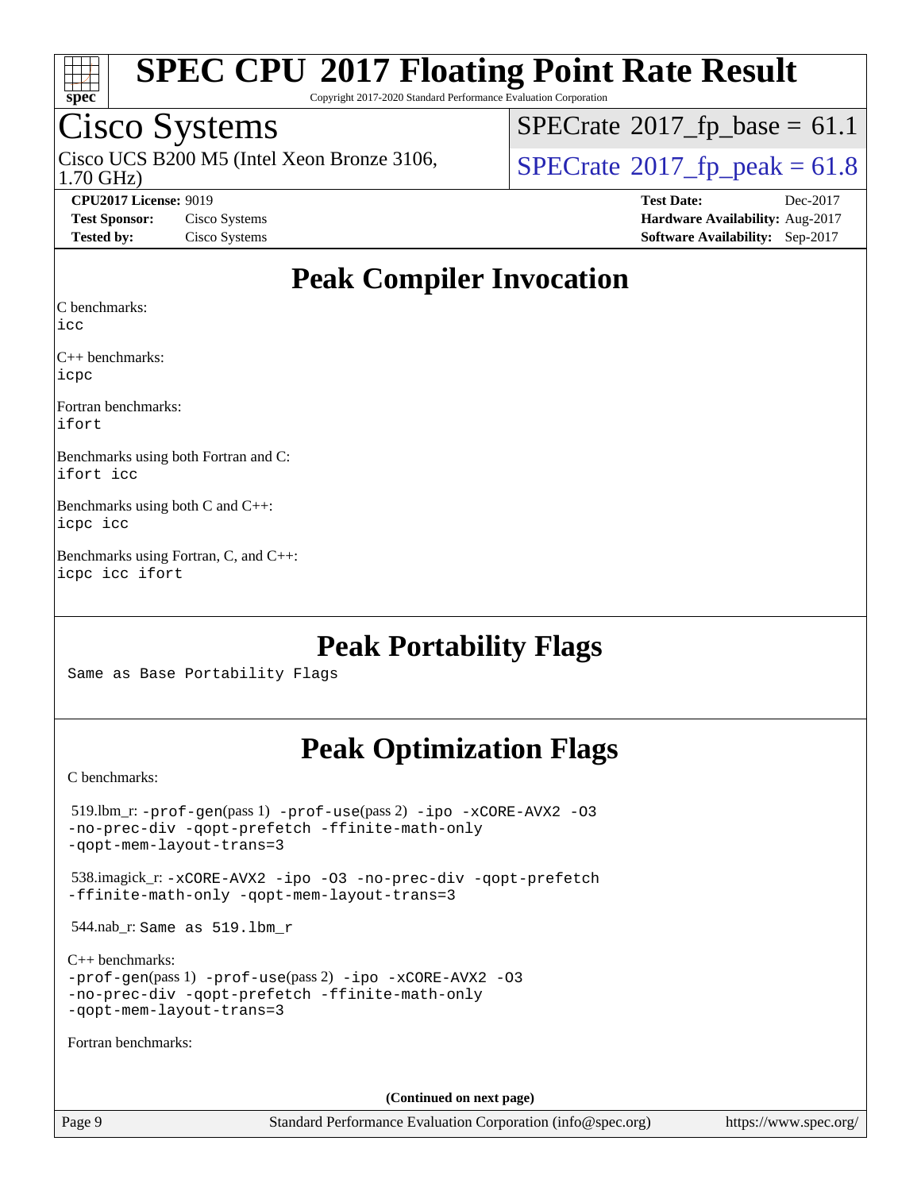# Peak Compiler Invocation

C benchmarks:
`icc`

C++ benchmarks:
`icpc`

Fortran benchmarks:
`ifort`

Benchmarks using both Fortran and C:
`ifort icc`

Benchmarks using both C and C++:
`icpc icc`

Benchmarks using Fortran, C, and C++:
`icpc icc ifort`

# Peak Portability Flags

Same as Base Portability Flags

# Peak Optimization Flags

C benchmarks:

519.lbm_r: `-prof-gen`(pass 1) `-prof-use`(pass 2) `-ipo -xCORE-AVX2 -O3 -no-prec-div -qopt-prefetch -ffinite-math-only -qopt-mem-layout-trans=3`

538.imagick_r: `-xCORE-AVX2 -ipo -O3 -no-prec-div -qopt-prefetch -ffinite-math-only -qopt-mem-layout-trans=3`

544.nab_r: Same as 519.lbm_r

C++ benchmarks:
`-prof-gen`(pass 1) `-prof-use`(pass 2) `-ipo -xCORE-AVX2 -O3 -no-prec-div -qopt-prefetch -ffinite-math-only -qopt-mem-layout-trans=3`

Fortran benchmarks:

**(Continued on next page)**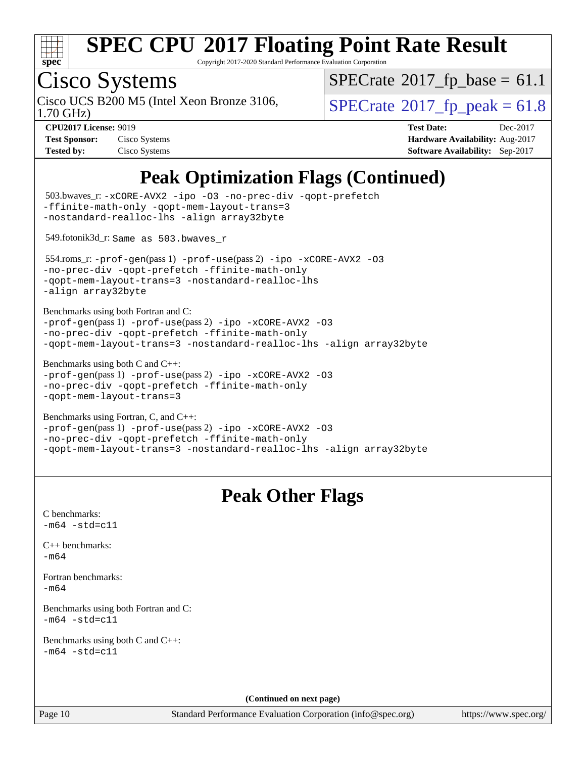# SPEC CPU 2017 Floating Point Rate Result

Copyright 2017-2020 Standard Performance Evaluation Corporation

## Cisco Systems

Cisco UCS B200 M5 (Intel Xeon Bronze 3106, 1.70 GHz)

SPECrate 2017_fp_base = 61.1

SPECrate 2017_fp_peak = 61.8

**CPU2017 License:** 9019
**Test Sponsor:** Cisco Systems
**Tested by:** Cisco Systems

**Test Date:** Dec-2017
**Hardware Availability:** Aug-2017
**Software Availability:** Sep-2017

## Peak Optimization Flags (Continued)

503.bwaves_r: -xCORE-AVX2 -ipo -O3 -no-prec-div -qopt-prefetch -ffinite-math-only -qopt-mem-layout-trans=3 -nostandard-realloc-lhs -align array32byte

549.fotonik3d_r: Same as 503.bwaves_r

554.roms_r: -prof-gen(pass 1) -prof-use(pass 2) -ipo -xCORE-AVX2 -O3 -no-prec-div -qopt-prefetch -ffinite-math-only -qopt-mem-layout-trans=3 -nostandard-realloc-lhs -align array32byte

Benchmarks using both Fortran and C:
-prof-gen(pass 1) -prof-use(pass 2) -ipo -xCORE-AVX2 -O3 -no-prec-div -qopt-prefetch -ffinite-math-only -qopt-mem-layout-trans=3 -nostandard-realloc-lhs -align array32byte

Benchmarks using both C and C++:
-prof-gen(pass 1) -prof-use(pass 2) -ipo -xCORE-AVX2 -O3 -no-prec-div -qopt-prefetch -ffinite-math-only -qopt-mem-layout-trans=3

Benchmarks using Fortran, C, and C++:
-prof-gen(pass 1) -prof-use(pass 2) -ipo -xCORE-AVX2 -O3 -no-prec-div -qopt-prefetch -ffinite-math-only -qopt-mem-layout-trans=3 -nostandard-realloc-lhs -align array32byte

## Peak Other Flags

C benchmarks:
-m64 -std=c11

C++ benchmarks:
-m64

Fortran benchmarks:
-m64

Benchmarks using both Fortran and C:
-m64 -std=c11

Benchmarks using both C and C++:
-m64 -std=c11

**(Continued on next page)**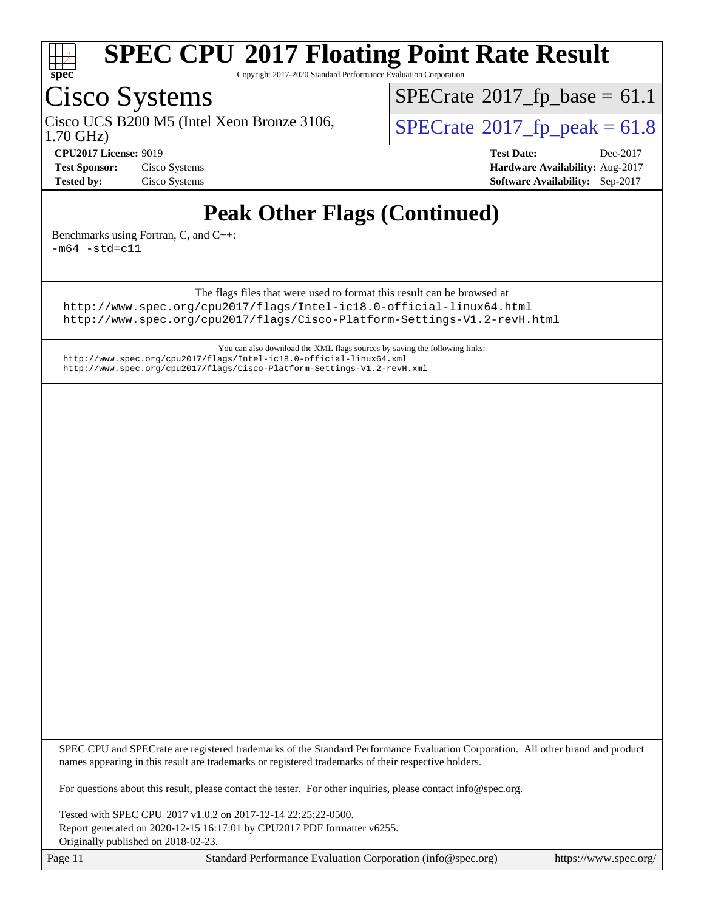# Peak Other Flags (Continued)

Benchmarks using Fortran, C, and C++:
-m64 -std=c11

The flags files that were used to format this result can be browsed at
http://www.spec.org/cpu2017/flags/Intel-ic18.0-official-linux64.html
http://www.spec.org/cpu2017/flags/Cisco-Platform-Settings-V1.2-revH.html

You can also download the XML flags sources by saving the following links:
http://www.spec.org/cpu2017/flags/Intel-ic18.0-official-linux64.xml
http://www.spec.org/cpu2017/flags/Cisco-Platform-Settings-V1.2-revH.xml

SPEC CPU and SPECrate are registered trademarks of the Standard Performance Evaluation Corporation. All other brand and product names appearing in this result are trademarks or registered trademarks of their respective holders.

For questions about this result, please contact the tester. For other inquiries, please contact info@spec.org.

Tested with SPEC CPU 2017 v1.0.2 on 2017-12-14 22:25:22-0500.
Report generated on 2020-12-15 16:17:01 by CPU2017 PDF formatter v6255.
Originally published on 2018-02-23.